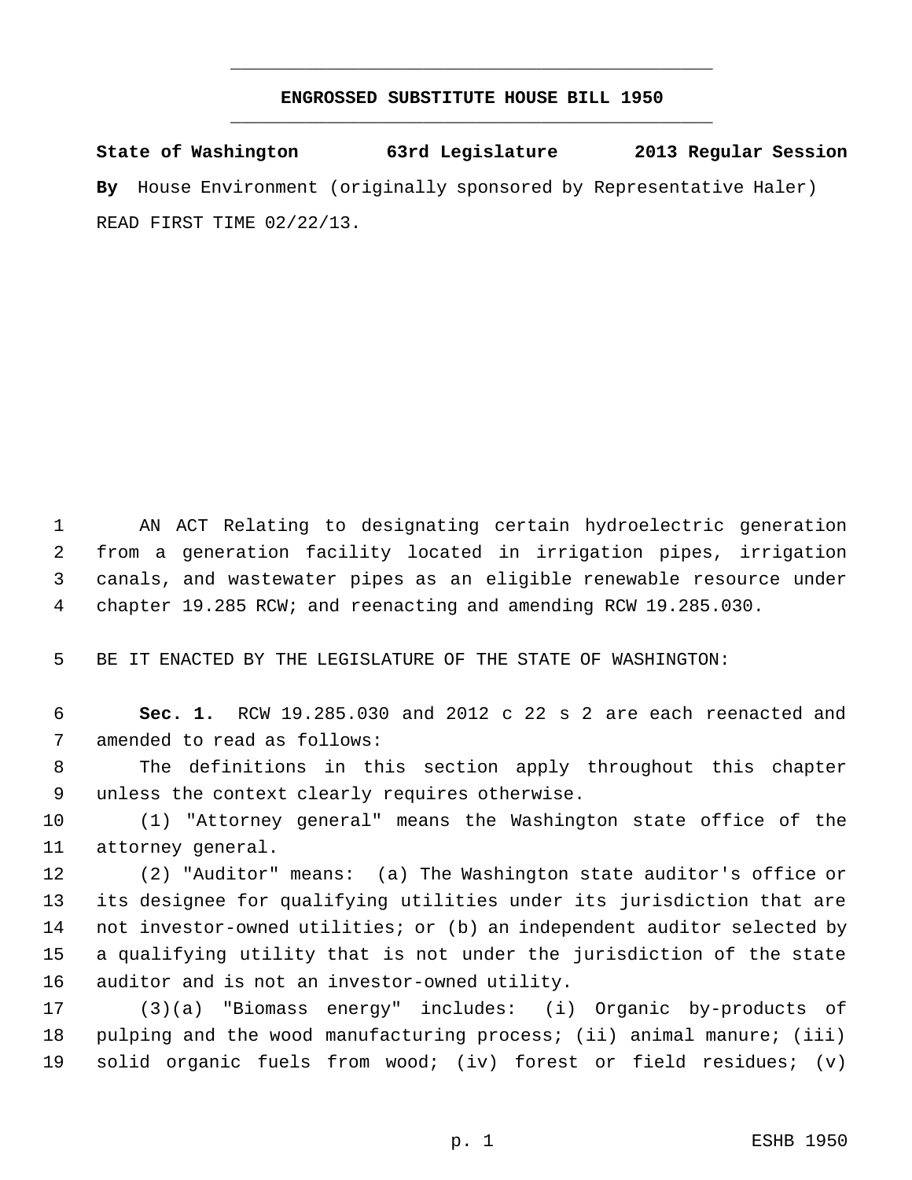# ENGROSSED SUBSTITUTE HOUSE BILL 1950

**State of Washington 63rd Legislature 2013 Regular Session**

**By** House Environment (originally sponsored by Representative Haler)

READ FIRST TIME 02/22/13.

AN ACT Relating to designating certain hydroelectric generation from a generation facility located in irrigation pipes, irrigation canals, and wastewater pipes as an eligible renewable resource under chapter 19.285 RCW; and reenacting and amending RCW 19.285.030.

BE IT ENACTED BY THE LEGISLATURE OF THE STATE OF WASHINGTON:

**Sec. 1.** RCW 19.285.030 and 2012 c 22 s 2 are each reenacted and amended to read as follows:

The definitions in this section apply throughout this chapter unless the context clearly requires otherwise.

(1) "Attorney general" means the Washington state office of the attorney general.

(2) "Auditor" means: (a) The Washington state auditor's office or its designee for qualifying utilities under its jurisdiction that are not investor-owned utilities; or (b) an independent auditor selected by a qualifying utility that is not under the jurisdiction of the state auditor and is not an investor-owned utility.

(3)(a) "Biomass energy" includes: (i) Organic by-products of pulping and the wood manufacturing process; (ii) animal manure; (iii) solid organic fuels from wood; (iv) forest or field residues; (v)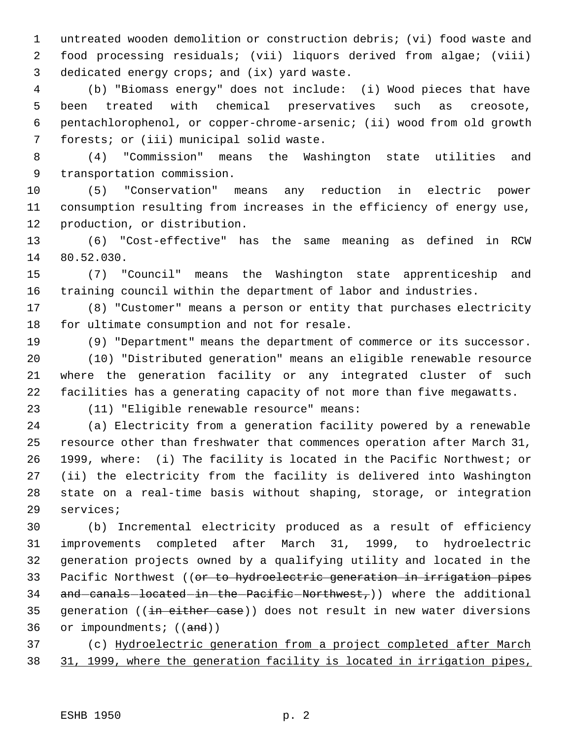untreated wooden demolition or construction debris; (vi) food waste and food processing residuals; (vii) liquors derived from algae; (viii) dedicated energy crops; and (ix) yard waste.

(b) "Biomass energy" does not include: (i) Wood pieces that have been treated with chemical preservatives such as creosote, pentachlorophenol, or copper-chrome-arsenic; (ii) wood from old growth forests; or (iii) municipal solid waste.

(4) "Commission" means the Washington state utilities and transportation commission.

(5) "Conservation" means any reduction in electric power consumption resulting from increases in the efficiency of energy use, production, or distribution.

(6) "Cost-effective" has the same meaning as defined in RCW 80.52.030.

(7) "Council" means the Washington state apprenticeship and training council within the department of labor and industries.

(8) "Customer" means a person or entity that purchases electricity for ultimate consumption and not for resale.

(9) "Department" means the department of commerce or its successor.

(10) "Distributed generation" means an eligible renewable resource where the generation facility or any integrated cluster of such facilities has a generating capacity of not more than five megawatts.

(11) "Eligible renewable resource" means:

(a) Electricity from a generation facility powered by a renewable resource other than freshwater that commences operation after March 31, 1999, where: (i) The facility is located in the Pacific Northwest; or (ii) the electricity from the facility is delivered into Washington state on a real-time basis without shaping, storage, or integration services;

(b) Incremental electricity produced as a result of efficiency improvements completed after March 31, 1999, to hydroelectric generation projects owned by a qualifying utility and located in the Pacific Northwest ((~~or to hydroelectric generation in irrigation pipes and canals located in the Pacific Northwest,~~)) where the additional generation ((~~in either case~~)) does not result in new water diversions or impoundments; ((~~and~~))

(c) <u>Hydroelectric generation from a project completed after March 31, 1999, where the generation facility is located in irrigation pipes,</u>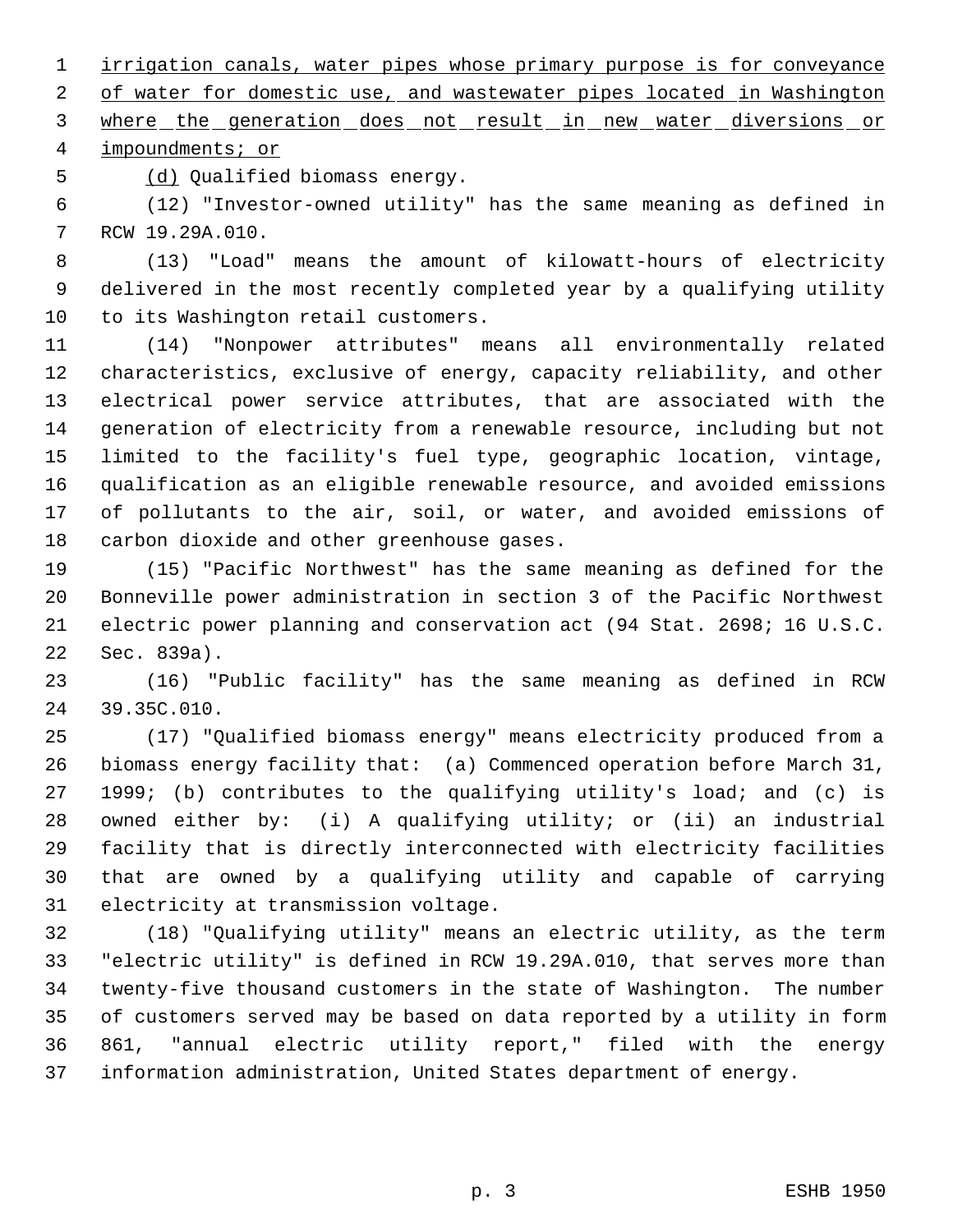irrigation canals, water pipes whose primary purpose is for conveyance of water for domestic use, and wastewater pipes located in Washington where the generation does not result in new water diversions or impoundments; or

(d) Qualified biomass energy.

(12) "Investor-owned utility" has the same meaning as defined in RCW 19.29A.010.

(13) "Load" means the amount of kilowatt-hours of electricity delivered in the most recently completed year by a qualifying utility to its Washington retail customers.

(14) "Nonpower attributes" means all environmentally related characteristics, exclusive of energy, capacity reliability, and other electrical power service attributes, that are associated with the generation of electricity from a renewable resource, including but not limited to the facility's fuel type, geographic location, vintage, qualification as an eligible renewable resource, and avoided emissions of pollutants to the air, soil, or water, and avoided emissions of carbon dioxide and other greenhouse gases.

(15) "Pacific Northwest" has the same meaning as defined for the Bonneville power administration in section 3 of the Pacific Northwest electric power planning and conservation act (94 Stat. 2698; 16 U.S.C. Sec. 839a).

(16) "Public facility" has the same meaning as defined in RCW 39.35C.010.

(17) "Qualified biomass energy" means electricity produced from a biomass energy facility that: (a) Commenced operation before March 31, 1999; (b) contributes to the qualifying utility's load; and (c) is owned either by: (i) A qualifying utility; or (ii) an industrial facility that is directly interconnected with electricity facilities that are owned by a qualifying utility and capable of carrying electricity at transmission voltage.

(18) "Qualifying utility" means an electric utility, as the term "electric utility" is defined in RCW 19.29A.010, that serves more than twenty-five thousand customers in the state of Washington. The number of customers served may be based on data reported by a utility in form 861, "annual electric utility report," filed with the energy information administration, United States department of energy.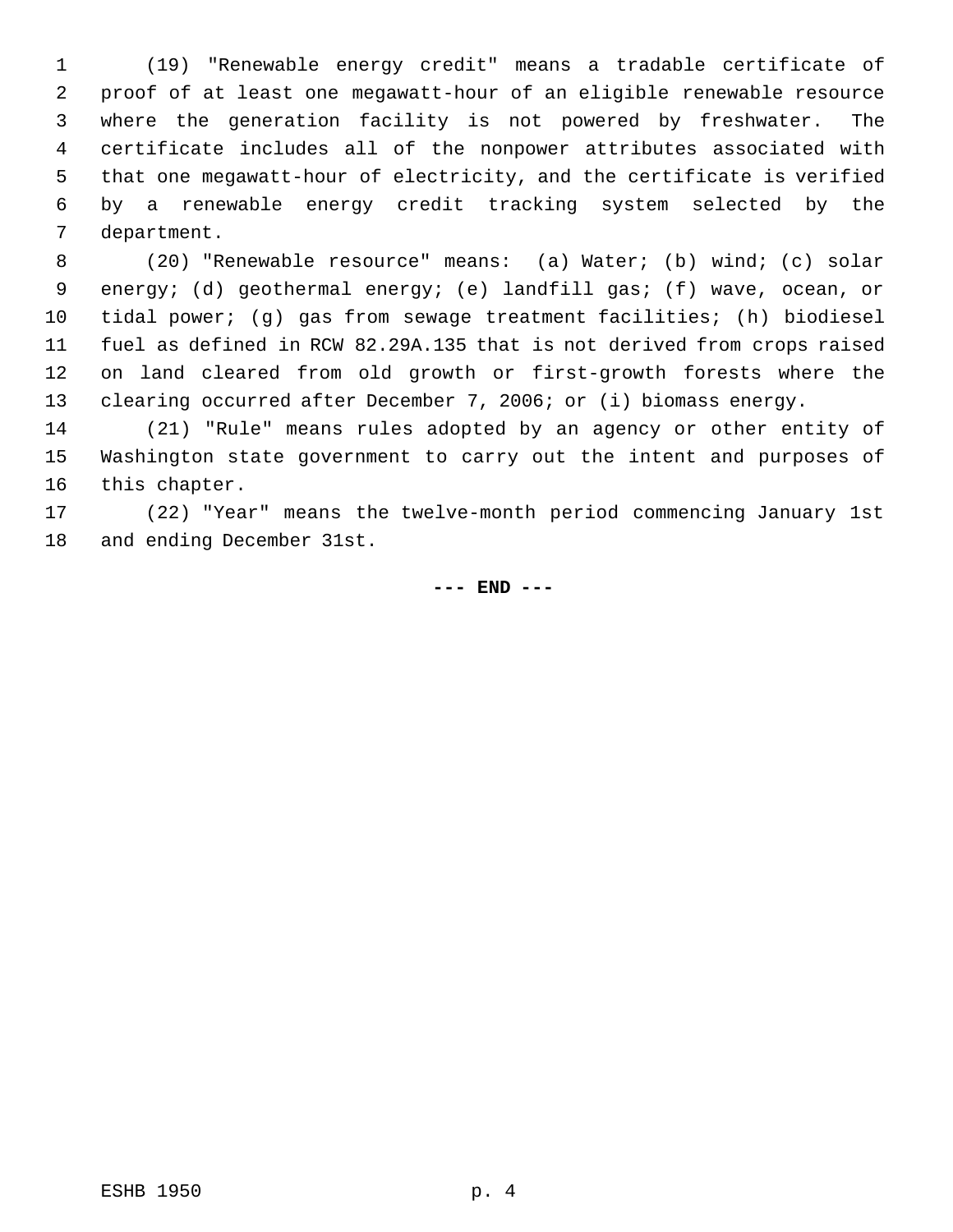(19) "Renewable energy credit" means a tradable certificate of proof of at least one megawatt-hour of an eligible renewable resource where the generation facility is not powered by freshwater. The certificate includes all of the nonpower attributes associated with that one megawatt-hour of electricity, and the certificate is verified by a renewable energy credit tracking system selected by the department.

(20) "Renewable resource" means: (a) Water; (b) wind; (c) solar energy; (d) geothermal energy; (e) landfill gas; (f) wave, ocean, or tidal power; (g) gas from sewage treatment facilities; (h) biodiesel fuel as defined in RCW 82.29A.135 that is not derived from crops raised on land cleared from old growth or first-growth forests where the clearing occurred after December 7, 2006; or (i) biomass energy.

(21) "Rule" means rules adopted by an agency or other entity of Washington state government to carry out the intent and purposes of this chapter.

(22) "Year" means the twelve-month period commencing January 1st and ending December 31st.

**--- END ---**